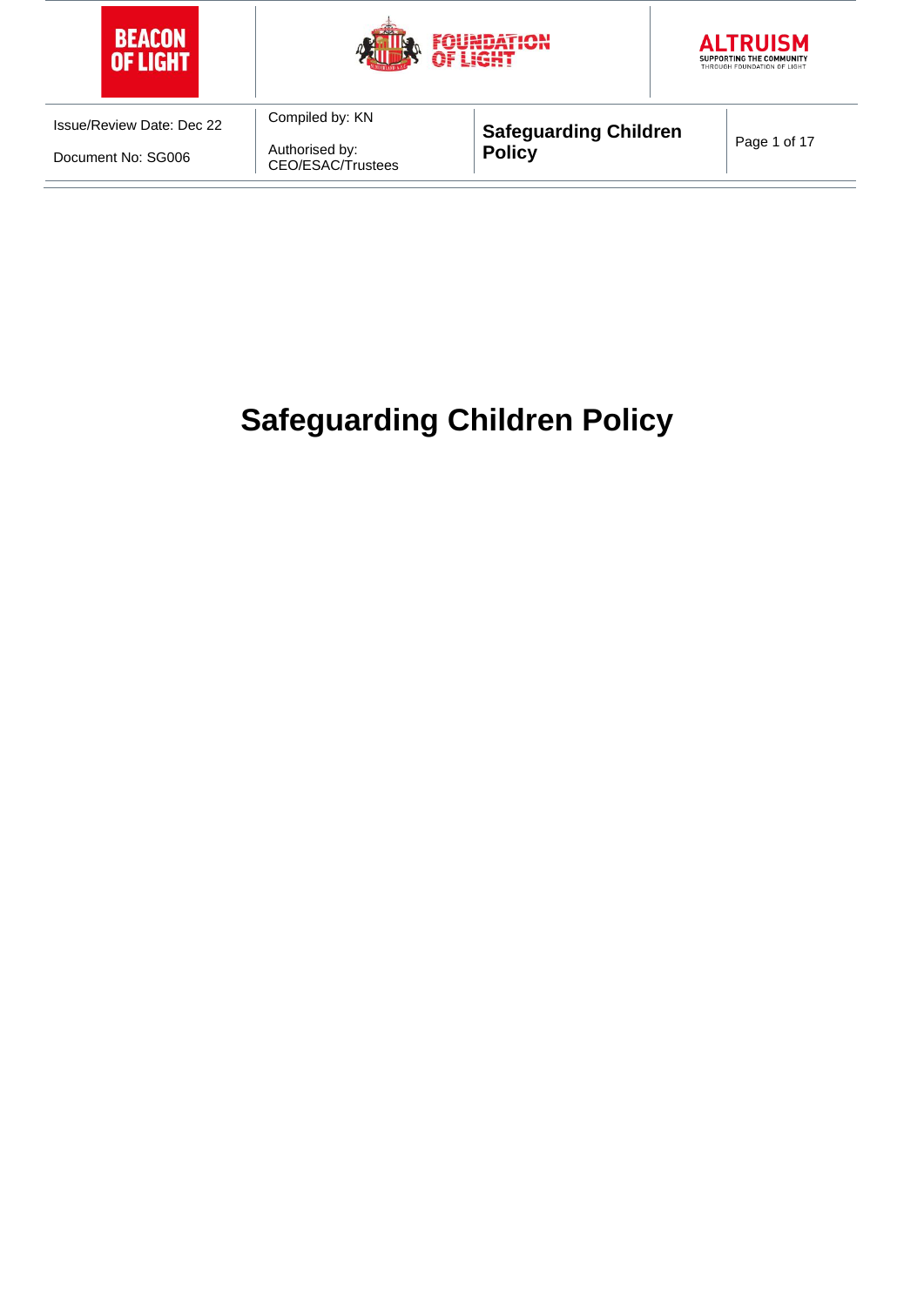# Safeguarding Children Policy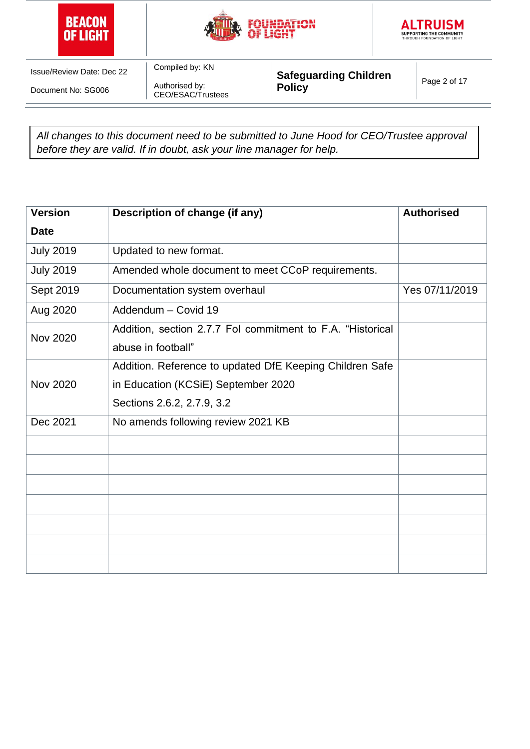*All changes to this document need to be submitted to June Hood for CEO/Trustee approval before they are valid. If in doubt, ask your line manager for help.*

| Version Date | Description of change (if any) | Authorised |
|---|---|---|
| July 2019 | Updated to new format. | |
| July 2019 | Amended whole document to meet CCoP requirements. | |
| Sept 2019 | Documentation system overhaul | Yes 07/11/2019 |
| Aug 2020 | Addendum – Covid 19 | |
| Nov 2020 | Addition, section 2.7.7 FoI commitment to F.A. "Historical abuse in football" | |
| Nov 2020 | Addition. Reference to updated DfE Keeping Children Safe in Education (KCSiE) September 2020 Sections 2.6.2, 2.7.9, 3.2 | |
| Dec 2021 | No amends following review 2021 KB | |
| | | |
| | | |
| | | |
| | | |
| | | |
| | | |
| | | |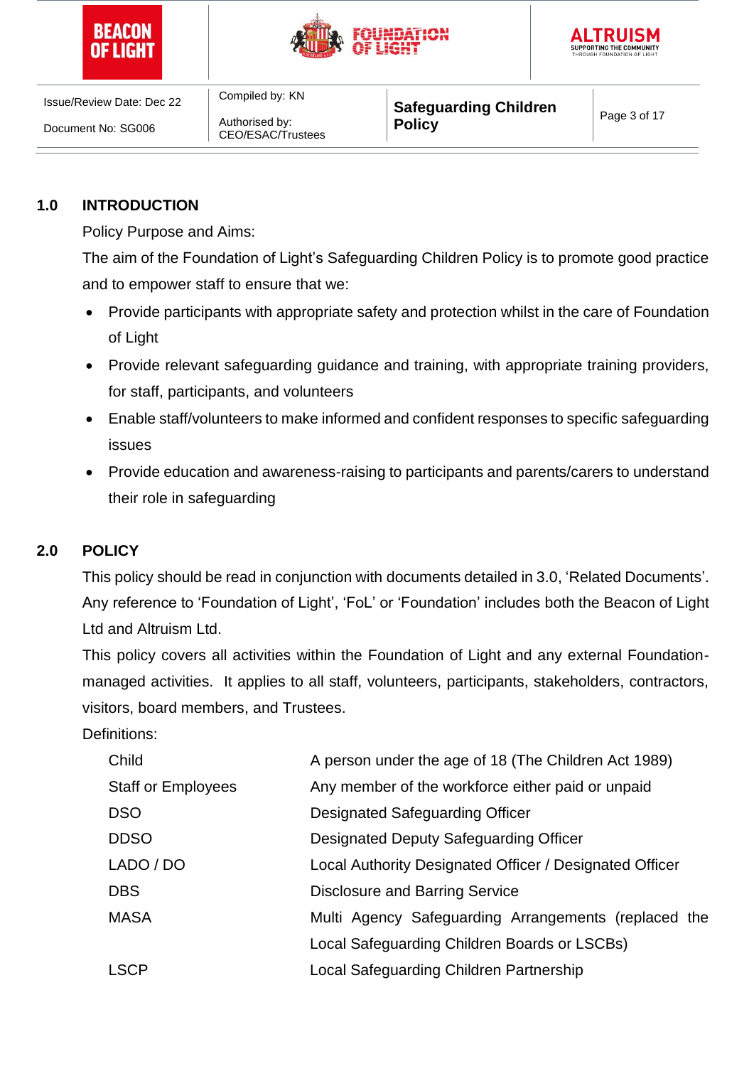## 1.0 INTRODUCTION

Policy Purpose and Aims:

The aim of the Foundation of Light's Safeguarding Children Policy is to promote good practice and to empower staff to ensure that we:

- Provide participants with appropriate safety and protection whilst in the care of Foundation of Light
- Provide relevant safeguarding guidance and training, with appropriate training providers, for staff, participants, and volunteers
- Enable staff/volunteers to make informed and confident responses to specific safeguarding issues
- Provide education and awareness-raising to participants and parents/carers to understand their role in safeguarding

## 2.0 POLICY

This policy should be read in conjunction with documents detailed in 3.0, 'Related Documents'. Any reference to 'Foundation of Light', 'FoL' or 'Foundation' includes both the Beacon of Light Ltd and Altruism Ltd.

This policy covers all activities within the Foundation of Light and any external Foundation-managed activities. It applies to all staff, volunteers, participants, stakeholders, contractors, visitors, board members, and Trustees.

Definitions:

| Term | Definition |
| --- | --- |
| Child | A person under the age of 18 (The Children Act 1989) |
| Staff or Employees | Any member of the workforce either paid or unpaid |
| DSO | Designated Safeguarding Officer |
| DDSO | Designated Deputy Safeguarding Officer |
| LADO / DO | Local Authority Designated Officer / Designated Officer |
| DBS | Disclosure and Barring Service |
| MASA | Multi Agency Safeguarding Arrangements (replaced the Local Safeguarding Children Boards or LSCBs) |
| LSCP | Local Safeguarding Children Partnership |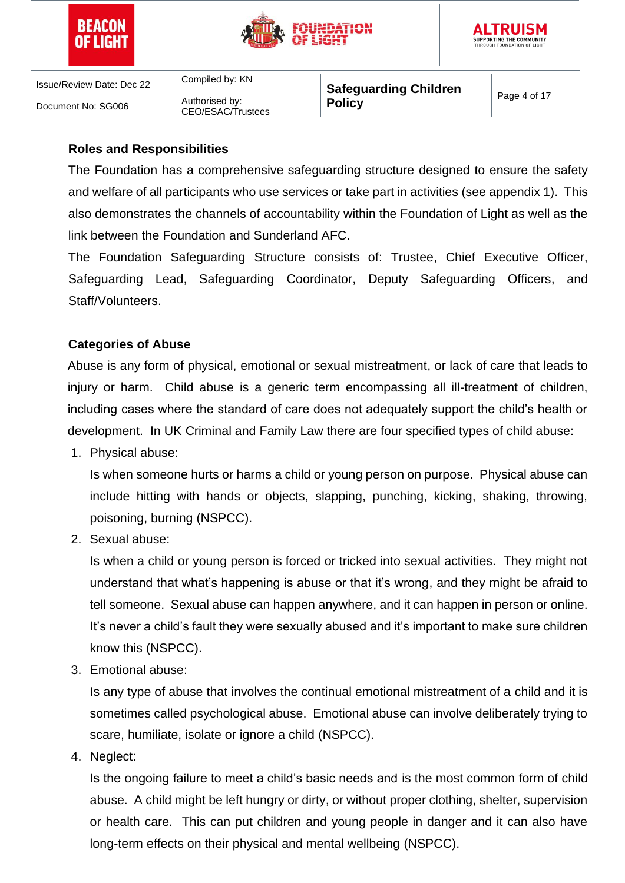## Roles and Responsibilities

The Foundation has a comprehensive safeguarding structure designed to ensure the safety and welfare of all participants who use services or take part in activities (see appendix 1). This also demonstrates the channels of accountability within the Foundation of Light as well as the link between the Foundation and Sunderland AFC.

The Foundation Safeguarding Structure consists of: Trustee, Chief Executive Officer, Safeguarding Lead, Safeguarding Coordinator, Deputy Safeguarding Officers, and Staff/Volunteers.

## Categories of Abuse

Abuse is any form of physical, emotional or sexual mistreatment, or lack of care that leads to injury or harm. Child abuse is a generic term encompassing all ill-treatment of children, including cases where the standard of care does not adequately support the child's health or development. In UK Criminal and Family Law there are four specified types of child abuse:

1. Physical abuse:

   Is when someone hurts or harms a child or young person on purpose. Physical abuse can include hitting with hands or objects, slapping, punching, kicking, shaking, throwing, poisoning, burning (NSPCC).

2. Sexual abuse:

   Is when a child or young person is forced or tricked into sexual activities. They might not understand that what's happening is abuse or that it's wrong, and they might be afraid to tell someone. Sexual abuse can happen anywhere, and it can happen in person or online. It's never a child's fault they were sexually abused and it's important to make sure children know this (NSPCC).

3. Emotional abuse:

   Is any type of abuse that involves the continual emotional mistreatment of a child and it is sometimes called psychological abuse. Emotional abuse can involve deliberately trying to scare, humiliate, isolate or ignore a child (NSPCC).

4. Neglect:

   Is the ongoing failure to meet a child's basic needs and is the most common form of child abuse. A child might be left hungry or dirty, or without proper clothing, shelter, supervision or health care. This can put children and young people in danger and it can also have long-term effects on their physical and mental wellbeing (NSPCC).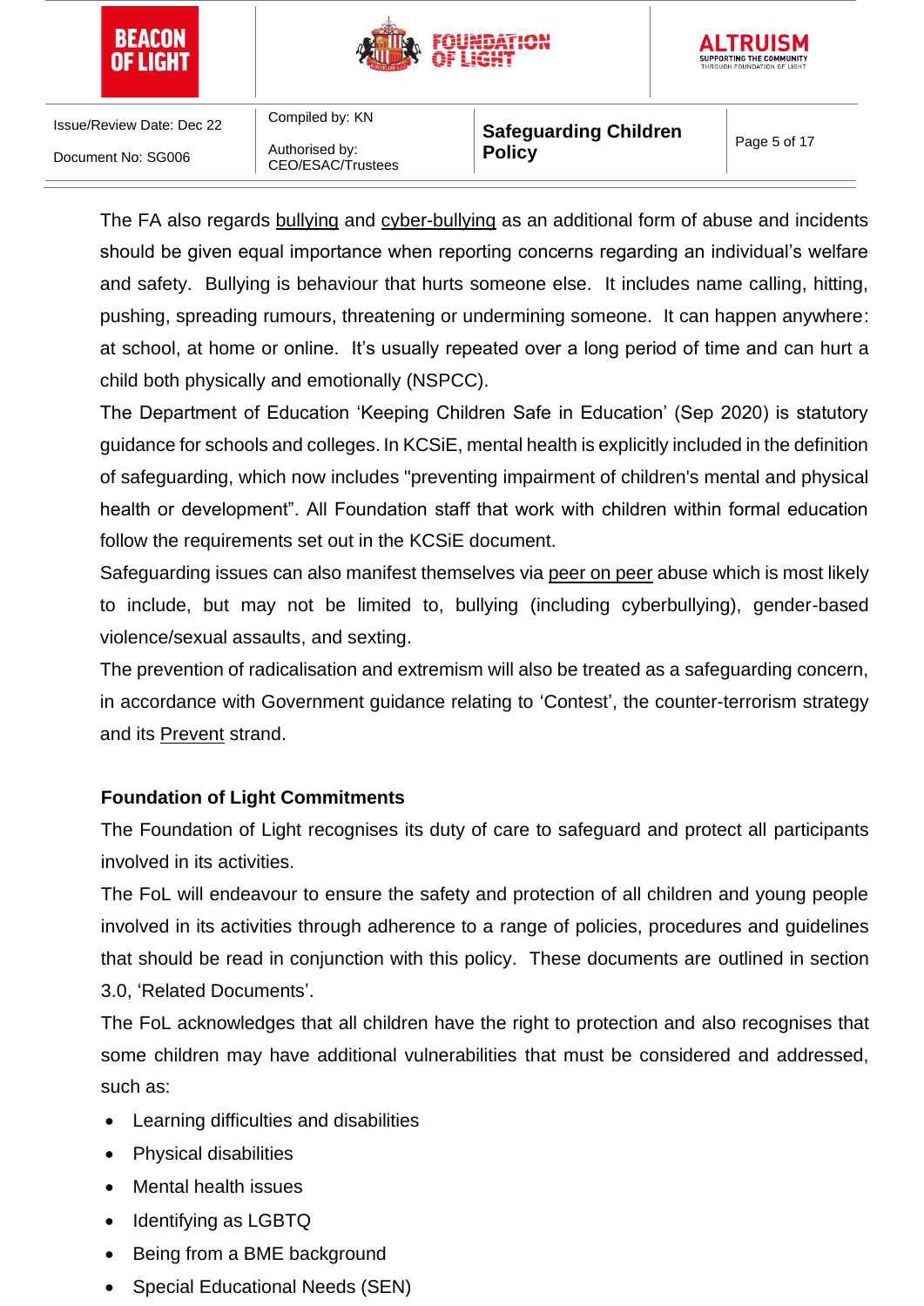The FA also regards bullying and cyber-bullying as an additional form of abuse and incidents should be given equal importance when reporting concerns regarding an individual's welfare and safety. Bullying is behaviour that hurts someone else. It includes name calling, hitting, pushing, spreading rumours, threatening or undermining someone. It can happen anywhere: at school, at home or online. It's usually repeated over a long period of time and can hurt a child both physically and emotionally (NSPCC).

The Department of Education 'Keeping Children Safe in Education' (Sep 2020) is statutory guidance for schools and colleges. In KCSiE, mental health is explicitly included in the definition of safeguarding, which now includes "preventing impairment of children's mental and physical health or development". All Foundation staff that work with children within formal education follow the requirements set out in the KCSiE document.

Safeguarding issues can also manifest themselves via peer on peer abuse which is most likely to include, but may not be limited to, bullying (including cyberbullying), gender-based violence/sexual assaults, and sexting.

The prevention of radicalisation and extremism will also be treated as a safeguarding concern, in accordance with Government guidance relating to 'Contest', the counter-terrorism strategy and its Prevent strand.

**Foundation of Light Commitments**

The Foundation of Light recognises its duty of care to safeguard and protect all participants involved in its activities.

The FoL will endeavour to ensure the safety and protection of all children and young people involved in its activities through adherence to a range of policies, procedures and guidelines that should be read in conjunction with this policy. These documents are outlined in section 3.0, 'Related Documents'.

The FoL acknowledges that all children have the right to protection and also recognises that some children may have additional vulnerabilities that must be considered and addressed, such as:

- Learning difficulties and disabilities
- Physical disabilities
- Mental health issues
- Identifying as LGBTQ
- Being from a BME background
- Special Educational Needs (SEN)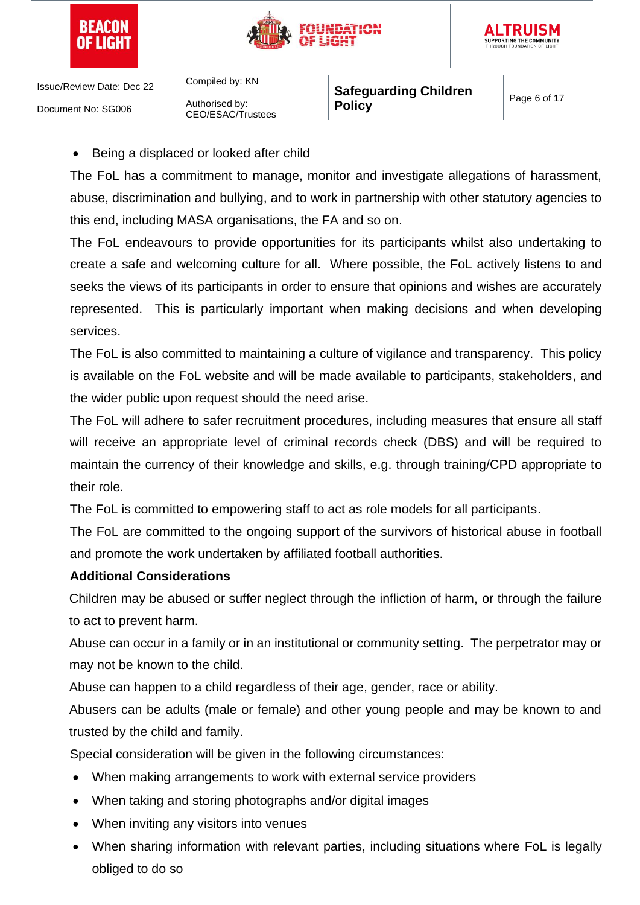- Being a displaced or looked after child

The FoL has a commitment to manage, monitor and investigate allegations of harassment, abuse, discrimination and bullying, and to work in partnership with other statutory agencies to this end, including MASA organisations, the FA and so on.

The FoL endeavours to provide opportunities for its participants whilst also undertaking to create a safe and welcoming culture for all. Where possible, the FoL actively listens to and seeks the views of its participants in order to ensure that opinions and wishes are accurately represented. This is particularly important when making decisions and when developing services.

The FoL is also committed to maintaining a culture of vigilance and transparency. This policy is available on the FoL website and will be made available to participants, stakeholders, and the wider public upon request should the need arise.

The FoL will adhere to safer recruitment procedures, including measures that ensure all staff will receive an appropriate level of criminal records check (DBS) and will be required to maintain the currency of their knowledge and skills, e.g. through training/CPD appropriate to their role.

The FoL is committed to empowering staff to act as role models for all participants.

The FoL are committed to the ongoing support of the survivors of historical abuse in football and promote the work undertaken by affiliated football authorities.

**Additional Considerations**

Children may be abused or suffer neglect through the infliction of harm, or through the failure to act to prevent harm.

Abuse can occur in a family or in an institutional or community setting. The perpetrator may or may not be known to the child.

Abuse can happen to a child regardless of their age, gender, race or ability.

Abusers can be adults (male or female) and other young people and may be known to and trusted by the child and family.

Special consideration will be given in the following circumstances:

- When making arrangements to work with external service providers
- When taking and storing photographs and/or digital images
- When inviting any visitors into venues
- When sharing information with relevant parties, including situations where FoL is legally obliged to do so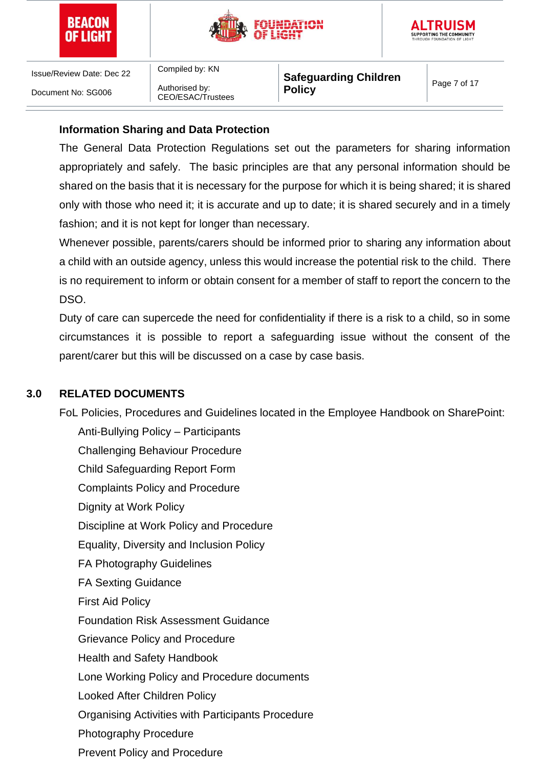**Information Sharing and Data Protection**

The General Data Protection Regulations set out the parameters for sharing information appropriately and safely. The basic principles are that any personal information should be shared on the basis that it is necessary for the purpose for which it is being shared; it is shared only with those who need it; it is accurate and up to date; it is shared securely and in a timely fashion; and it is not kept for longer than necessary.

Whenever possible, parents/carers should be informed prior to sharing any information about a child with an outside agency, unless this would increase the potential risk to the child. There is no requirement to inform or obtain consent for a member of staff to report the concern to the DSO.

Duty of care can supercede the need for confidentiality if there is a risk to a child, so in some circumstances it is possible to report a safeguarding issue without the consent of the parent/carer but this will be discussed on a case by case basis.

## 3.0 RELATED DOCUMENTS

FoL Policies, Procedures and Guidelines located in the Employee Handbook on SharePoint:

- Anti-Bullying Policy – Participants
- Challenging Behaviour Procedure
- Child Safeguarding Report Form
- Complaints Policy and Procedure
- Dignity at Work Policy
- Discipline at Work Policy and Procedure
- Equality, Diversity and Inclusion Policy
- FA Photography Guidelines
- FA Sexting Guidance
- First Aid Policy
- Foundation Risk Assessment Guidance
- Grievance Policy and Procedure
- Health and Safety Handbook
- Lone Working Policy and Procedure documents
- Looked After Children Policy
- Organising Activities with Participants Procedure
- Photography Procedure
- Prevent Policy and Procedure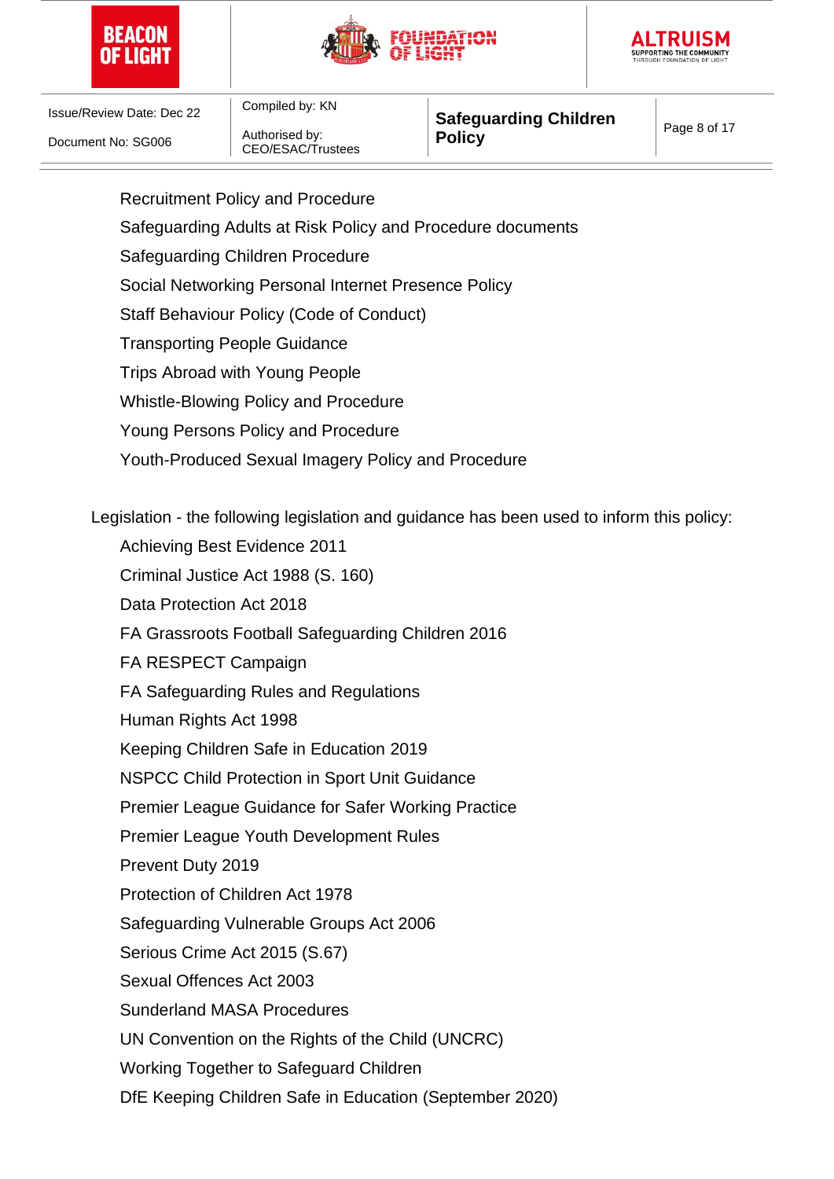- Recruitment Policy and Procedure
- Safeguarding Adults at Risk Policy and Procedure documents
- Safeguarding Children Procedure
- Social Networking Personal Internet Presence Policy
- Staff Behaviour Policy (Code of Conduct)
- Transporting People Guidance
- Trips Abroad with Young People
- Whistle-Blowing Policy and Procedure
- Young Persons Policy and Procedure
- Youth-Produced Sexual Imagery Policy and Procedure

Legislation - the following legislation and guidance has been used to inform this policy:

- Achieving Best Evidence 2011
- Criminal Justice Act 1988 (S. 160)
- Data Protection Act 2018
- FA Grassroots Football Safeguarding Children 2016
- FA RESPECT Campaign
- FA Safeguarding Rules and Regulations
- Human Rights Act 1998
- Keeping Children Safe in Education 2019
- NSPCC Child Protection in Sport Unit Guidance
- Premier League Guidance for Safer Working Practice
- Premier League Youth Development Rules
- Prevent Duty 2019
- Protection of Children Act 1978
- Safeguarding Vulnerable Groups Act 2006
- Serious Crime Act 2015 (S.67)
- Sexual Offences Act 2003
- Sunderland MASA Procedures
- UN Convention on the Rights of the Child (UNCRC)
- Working Together to Safeguard Children
- DfE Keeping Children Safe in Education (September 2020)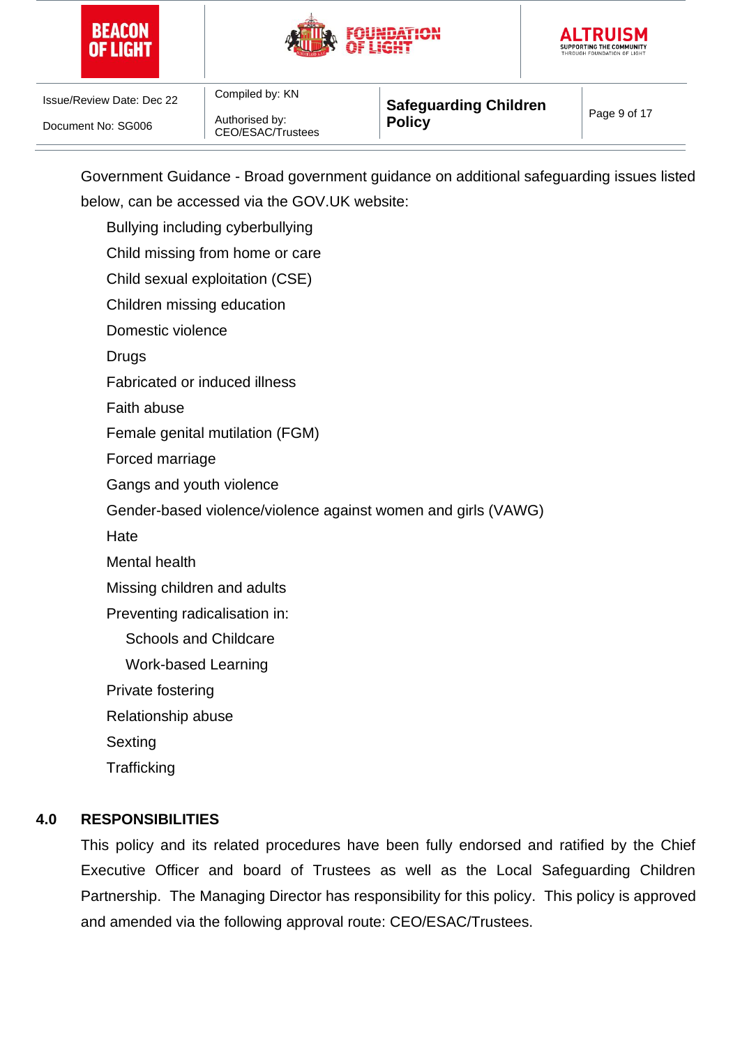Government Guidance - Broad government guidance on additional safeguarding issues listed below, can be accessed via the GOV.UK website:

- Bullying including cyberbullying
- Child missing from home or care
- Child sexual exploitation (CSE)
- Children missing education
- Domestic violence
- Drugs
- Fabricated or induced illness
- Faith abuse
- Female genital mutilation (FGM)
- Forced marriage
- Gangs and youth violence
- Gender-based violence/violence against women and girls (VAWG)
- Hate
- Mental health
- Missing children and adults
- Preventing radicalisation in:
  - Schools and Childcare
  - Work-based Learning
- Private fostering
- Relationship abuse
- Sexting
- Trafficking

## 4.0 RESPONSIBILITIES

This policy and its related procedures have been fully endorsed and ratified by the Chief Executive Officer and board of Trustees as well as the Local Safeguarding Children Partnership. The Managing Director has responsibility for this policy. This policy is approved and amended via the following approval route: CEO/ESAC/Trustees.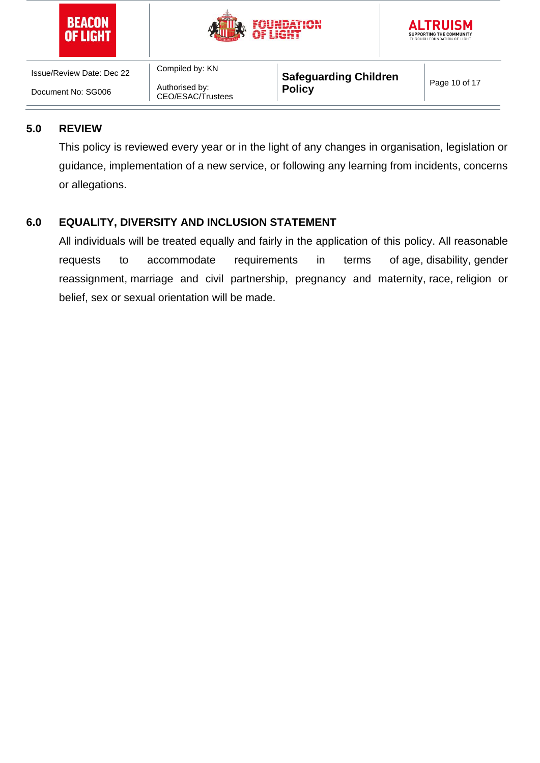## 5.0 REVIEW

This policy is reviewed every year or in the light of any changes in organisation, legislation or guidance, implementation of a new service, or following any learning from incidents, concerns or allegations.

## 6.0 EQUALITY, DIVERSITY AND INCLUSION STATEMENT

All individuals will be treated equally and fairly in the application of this policy. All reasonable requests to accommodate requirements in terms of age, disability, gender reassignment, marriage and civil partnership, pregnancy and maternity, race, religion or belief, sex or sexual orientation will be made.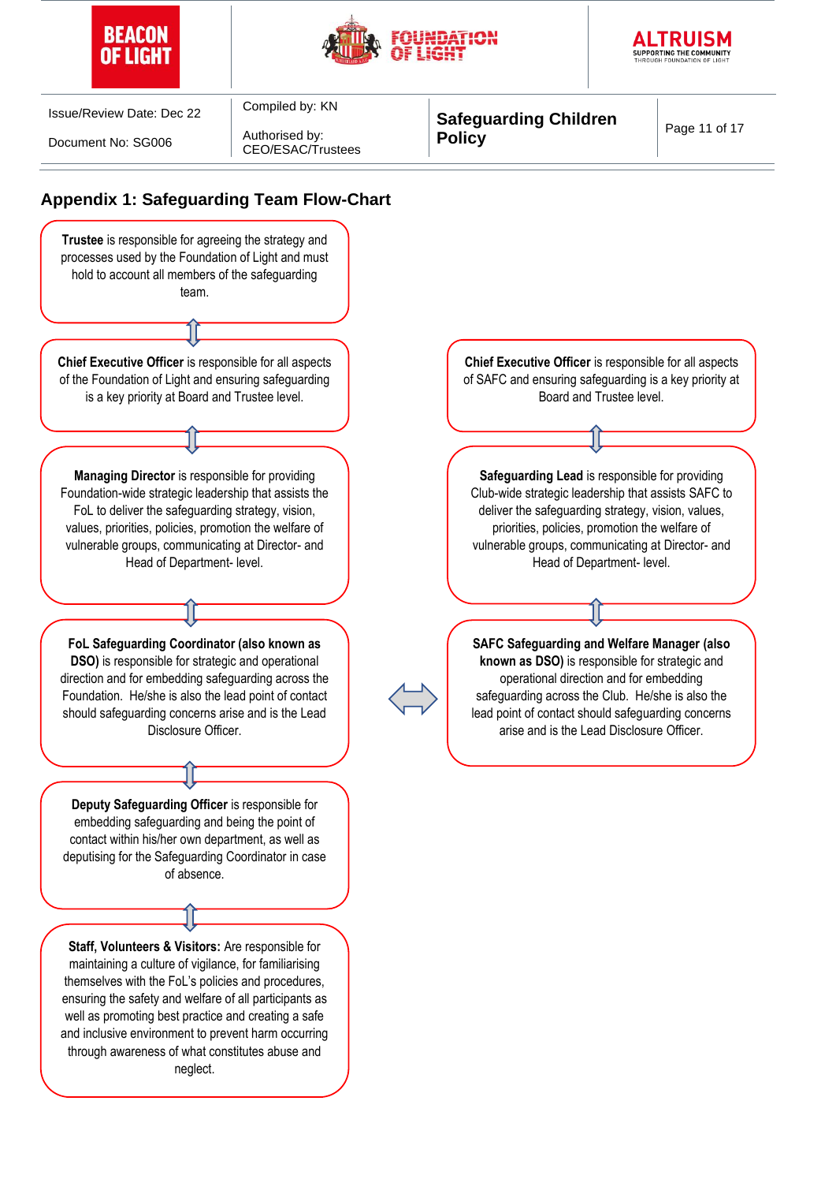## Appendix 1: Safeguarding Team Flow-Chart

**Trustee** is responsible for agreeing the strategy and processes used by the Foundation of Light and must hold to account all members of the safeguarding team.

⇕

**Chief Executive Officer** is responsible for all aspects of the Foundation of Light and ensuring safeguarding is a key priority at Board and Trustee level.

⇕

**Managing Director** is responsible for providing Foundation-wide strategic leadership that assists the FoL to deliver the safeguarding strategy, vision, values, priorities, policies, promotion the welfare of vulnerable groups, communicating at Director- and Head of Department- level.

⇕

**FoL Safeguarding Coordinator (also known as DSO)** is responsible for strategic and operational direction and for embedding safeguarding across the Foundation. He/she is also the lead point of contact should safeguarding concerns arise and is the Lead Disclosure Officer.

⇕

**Deputy Safeguarding Officer** is responsible for embedding safeguarding and being the point of contact within his/her own department, as well as deputising for the Safeguarding Coordinator in case of absence.

⇕

**Staff, Volunteers & Visitors:** Are responsible for maintaining a culture of vigilance, for familiarising themselves with the FoL's policies and procedures, ensuring the safety and welfare of all participants as well as promoting best practice and creating a safe and inclusive environment to prevent harm occurring through awareness of what constitutes abuse and neglect.

---

**Chief Executive Officer** is responsible for all aspects of SAFC and ensuring safeguarding is a key priority at Board and Trustee level.

⇕

**Safeguarding Lead** is responsible for providing Club-wide strategic leadership that assists SAFC to deliver the safeguarding strategy, vision, values, priorities, policies, promotion the welfare of vulnerable groups, communicating at Director- and Head of Department- level.

⇕

**SAFC Safeguarding and Welfare Manager (also known as DSO)** is responsible for strategic and operational direction and for embedding safeguarding across the Club. He/she is also the lead point of contact should safeguarding concerns arise and is the Lead Disclosure Officer.

(⇔ linked with FoL Safeguarding Coordinator)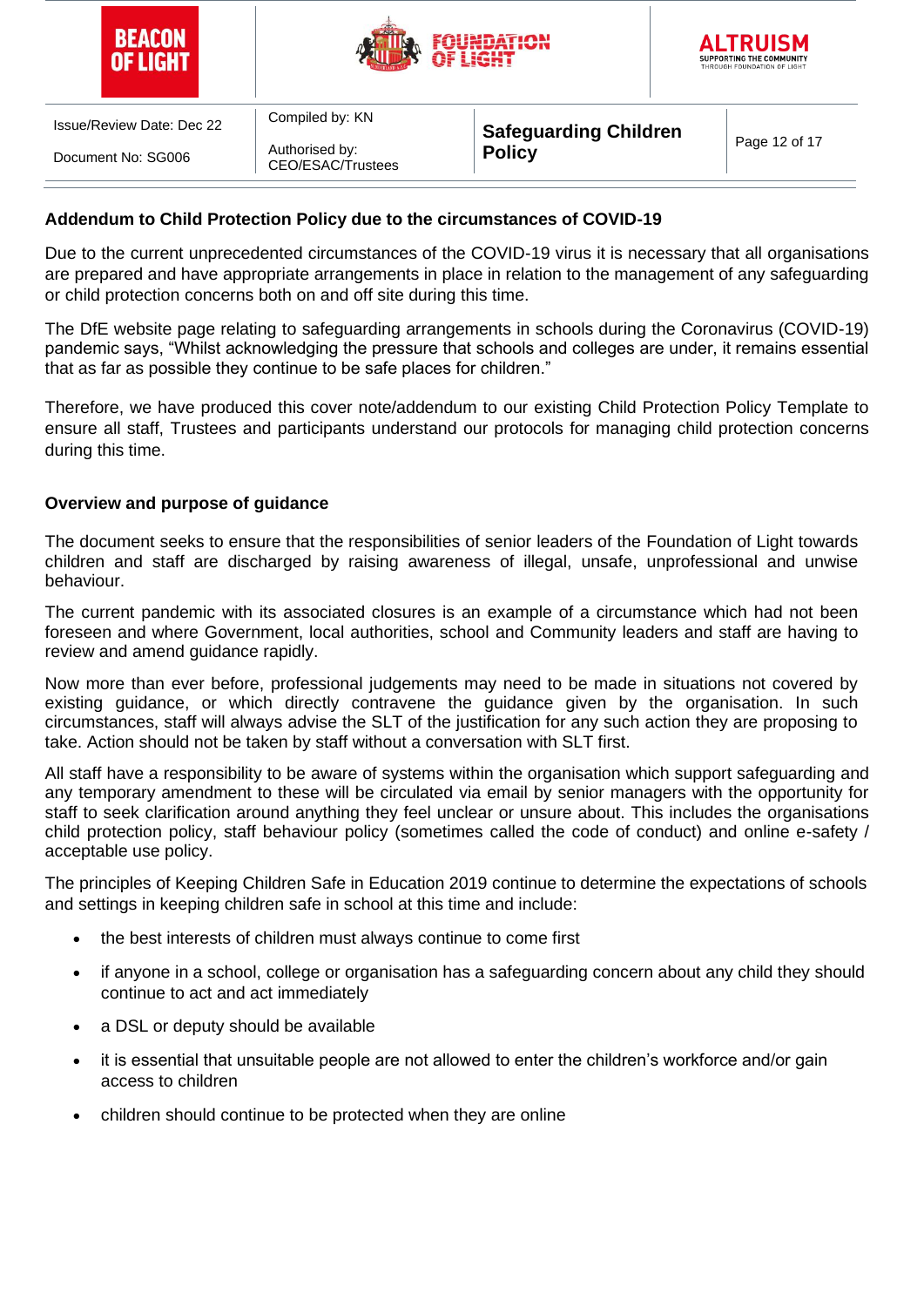**Addendum to Child Protection Policy due to the circumstances of COVID-19**

Due to the current unprecedented circumstances of the COVID-19 virus it is necessary that all organisations are prepared and have appropriate arrangements in place in relation to the management of any safeguarding or child protection concerns both on and off site during this time.

The DfE website page relating to safeguarding arrangements in schools during the Coronavirus (COVID-19) pandemic says, "Whilst acknowledging the pressure that schools and colleges are under, it remains essential that as far as possible they continue to be safe places for children."

Therefore, we have produced this cover note/addendum to our existing Child Protection Policy Template to ensure all staff, Trustees and participants understand our protocols for managing child protection concerns during this time.

**Overview and purpose of guidance**

The document seeks to ensure that the responsibilities of senior leaders of the Foundation of Light towards children and staff are discharged by raising awareness of illegal, unsafe, unprofessional and unwise behaviour.

The current pandemic with its associated closures is an example of a circumstance which had not been foreseen and where Government, local authorities, school and Community leaders and staff are having to review and amend guidance rapidly.

Now more than ever before, professional judgements may need to be made in situations not covered by existing guidance, or which directly contravene the guidance given by the organisation. In such circumstances, staff will always advise the SLT of the justification for any such action they are proposing to take. Action should not be taken by staff without a conversation with SLT first.

All staff have a responsibility to be aware of systems within the organisation which support safeguarding and any temporary amendment to these will be circulated via email by senior managers with the opportunity for staff to seek clarification around anything they feel unclear or unsure about. This includes the organisations child protection policy, staff behaviour policy (sometimes called the code of conduct) and online e-safety / acceptable use policy.

The principles of Keeping Children Safe in Education 2019 continue to determine the expectations of schools and settings in keeping children safe in school at this time and include:

- the best interests of children must always continue to come first
- if anyone in a school, college or organisation has a safeguarding concern about any child they should continue to act and act immediately
- a DSL or deputy should be available
- it is essential that unsuitable people are not allowed to enter the children's workforce and/or gain access to children
- children should continue to be protected when they are online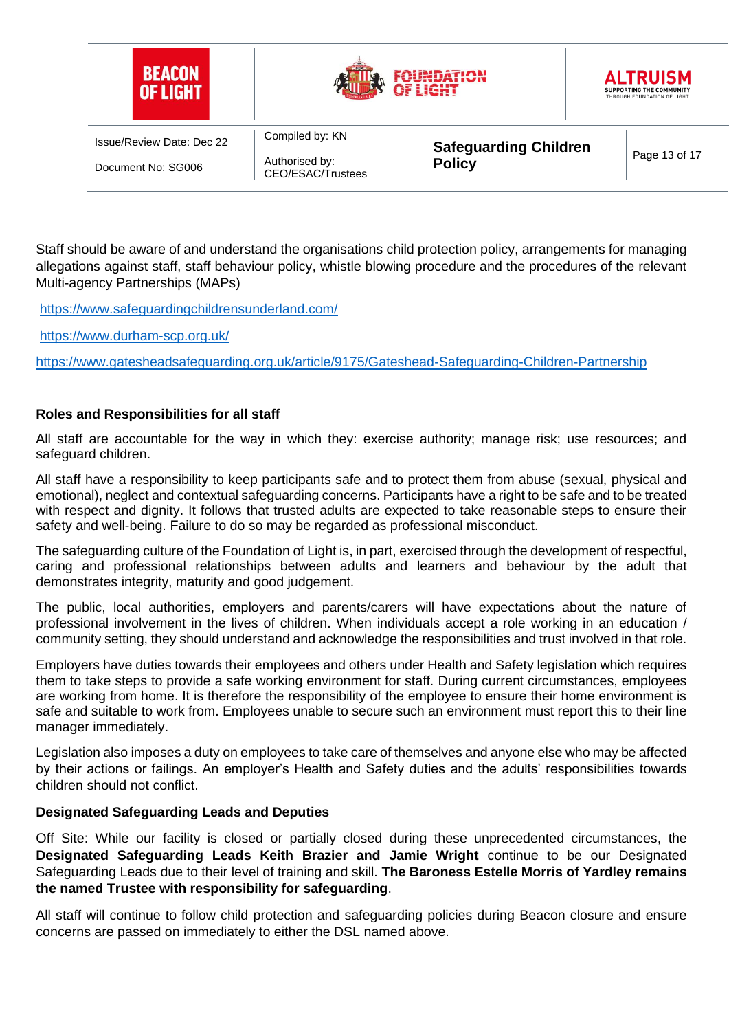Staff should be aware of and understand the organisations child protection policy, arrangements for managing allegations against staff, staff behaviour policy, whistle blowing procedure and the procedures of the relevant Multi-agency Partnerships (MAPs)

https://www.safeguardingchildrensunderland.com/

https://www.durham-scp.org.uk/

https://www.gatesheadsafeguarding.org.uk/article/9175/Gateshead-Safeguarding-Children-Partnership

**Roles and Responsibilities for all staff**

All staff are accountable for the way in which they: exercise authority; manage risk; use resources; and safeguard children.

All staff have a responsibility to keep participants safe and to protect them from abuse (sexual, physical and emotional), neglect and contextual safeguarding concerns. Participants have a right to be safe and to be treated with respect and dignity. It follows that trusted adults are expected to take reasonable steps to ensure their safety and well-being. Failure to do so may be regarded as professional misconduct.

The safeguarding culture of the Foundation of Light is, in part, exercised through the development of respectful, caring and professional relationships between adults and learners and behaviour by the adult that demonstrates integrity, maturity and good judgement.

The public, local authorities, employers and parents/carers will have expectations about the nature of professional involvement in the lives of children. When individuals accept a role working in an education / community setting, they should understand and acknowledge the responsibilities and trust involved in that role.

Employers have duties towards their employees and others under Health and Safety legislation which requires them to take steps to provide a safe working environment for staff. During current circumstances, employees are working from home. It is therefore the responsibility of the employee to ensure their home environment is safe and suitable to work from. Employees unable to secure such an environment must report this to their line manager immediately.

Legislation also imposes a duty on employees to take care of themselves and anyone else who may be affected by their actions or failings. An employer's Health and Safety duties and the adults' responsibilities towards children should not conflict.

**Designated Safeguarding Leads and Deputies**

Off Site: While our facility is closed or partially closed during these unprecedented circumstances, the **Designated Safeguarding Leads Keith Brazier and Jamie Wright** continue to be our Designated Safeguarding Leads due to their level of training and skill. **The Baroness Estelle Morris of Yardley remains the named Trustee with responsibility for safeguarding**.

All staff will continue to follow child protection and safeguarding policies during Beacon closure and ensure concerns are passed on immediately to either the DSL named above.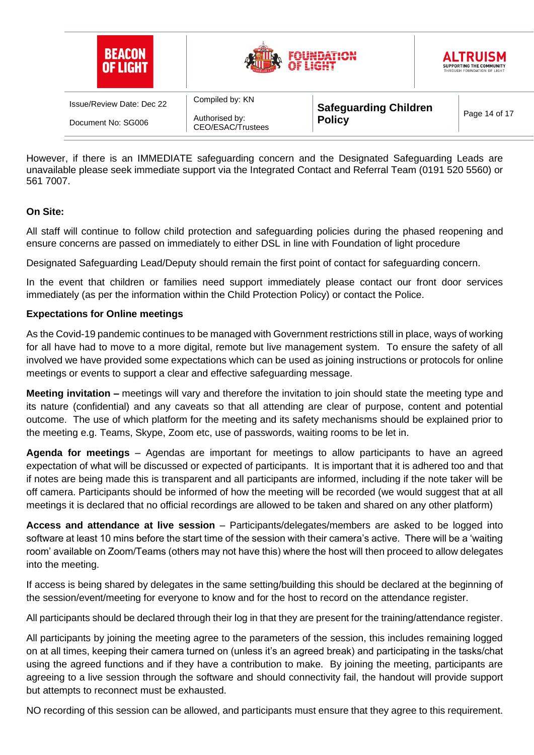However, if there is an IMMEDIATE safeguarding concern and the Designated Safeguarding Leads are unavailable please seek immediate support via the Integrated Contact and Referral Team (0191 520 5560) or 561 7007.

**On Site:**

All staff will continue to follow child protection and safeguarding policies during the phased reopening and ensure concerns are passed on immediately to either DSL in line with Foundation of light procedure

Designated Safeguarding Lead/Deputy should remain the first point of contact for safeguarding concern.

In the event that children or families need support immediately please contact our front door services immediately (as per the information within the Child Protection Policy) or contact the Police.

**Expectations for Online meetings**

As the Covid-19 pandemic continues to be managed with Government restrictions still in place, ways of working for all have had to move to a more digital, remote but live management system. To ensure the safety of all involved we have provided some expectations which can be used as joining instructions or protocols for online meetings or events to support a clear and effective safeguarding message.

**Meeting invitation –** meetings will vary and therefore the invitation to join should state the meeting type and its nature (confidential) and any caveats so that all attending are clear of purpose, content and potential outcome. The use of which platform for the meeting and its safety mechanisms should be explained prior to the meeting e.g. Teams, Skype, Zoom etc, use of passwords, waiting rooms to be let in.

**Agenda for meetings** – Agendas are important for meetings to allow participants to have an agreed expectation of what will be discussed or expected of participants. It is important that it is adhered too and that if notes are being made this is transparent and all participants are informed, including if the note taker will be off camera. Participants should be informed of how the meeting will be recorded (we would suggest that at all meetings it is declared that no official recordings are allowed to be taken and shared on any other platform)

**Access and attendance at live session** – Participants/delegates/members are asked to be logged into software at least 10 mins before the start time of the session with their camera's active. There will be a 'waiting room' available on Zoom/Teams (others may not have this) where the host will then proceed to allow delegates into the meeting.

If access is being shared by delegates in the same setting/building this should be declared at the beginning of the session/event/meeting for everyone to know and for the host to record on the attendance register.

All participants should be declared through their log in that they are present for the training/attendance register.

All participants by joining the meeting agree to the parameters of the session, this includes remaining logged on at all times, keeping their camera turned on (unless it's an agreed break) and participating in the tasks/chat using the agreed functions and if they have a contribution to make. By joining the meeting, participants are agreeing to a live session through the software and should connectivity fail, the handout will provide support but attempts to reconnect must be exhausted.

NO recording of this session can be allowed, and participants must ensure that they agree to this requirement.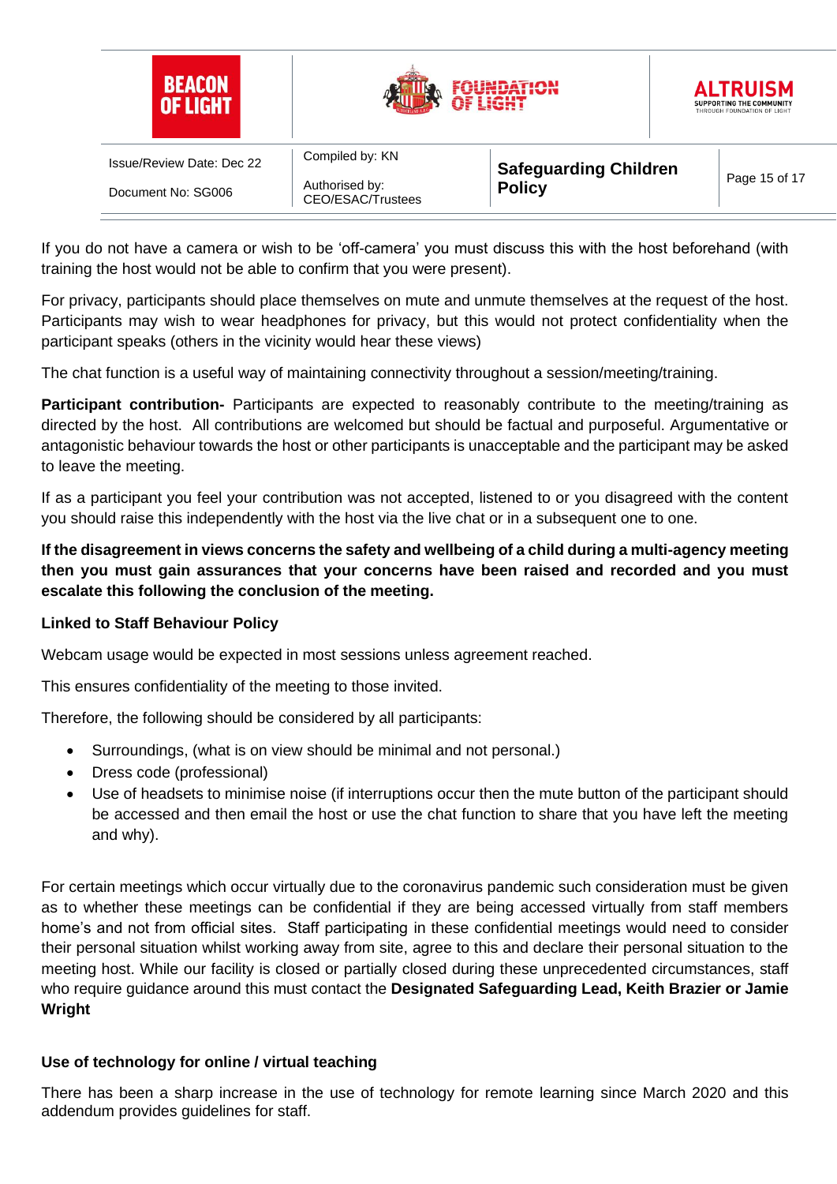If you do not have a camera or wish to be 'off-camera' you must discuss this with the host beforehand (with training the host would not be able to confirm that you were present).

For privacy, participants should place themselves on mute and unmute themselves at the request of the host. Participants may wish to wear headphones for privacy, but this would not protect confidentiality when the participant speaks (others in the vicinity would hear these views)

The chat function is a useful way of maintaining connectivity throughout a session/meeting/training.

**Participant contribution-** Participants are expected to reasonably contribute to the meeting/training as directed by the host. All contributions are welcomed but should be factual and purposeful. Argumentative or antagonistic behaviour towards the host or other participants is unacceptable and the participant may be asked to leave the meeting.

If as a participant you feel your contribution was not accepted, listened to or you disagreed with the content you should raise this independently with the host via the live chat or in a subsequent one to one.

**If the disagreement in views concerns the safety and wellbeing of a child during a multi-agency meeting then you must gain assurances that your concerns have been raised and recorded and you must escalate this following the conclusion of the meeting.**

**Linked to Staff Behaviour Policy**

Webcam usage would be expected in most sessions unless agreement reached.

This ensures confidentiality of the meeting to those invited.

Therefore, the following should be considered by all participants:

- Surroundings, (what is on view should be minimal and not personal.)
- Dress code (professional)
- Use of headsets to minimise noise (if interruptions occur then the mute button of the participant should be accessed and then email the host or use the chat function to share that you have left the meeting and why).

For certain meetings which occur virtually due to the coronavirus pandemic such consideration must be given as to whether these meetings can be confidential if they are being accessed virtually from staff members home's and not from official sites. Staff participating in these confidential meetings would need to consider their personal situation whilst working away from site, agree to this and declare their personal situation to the meeting host. While our facility is closed or partially closed during these unprecedented circumstances, staff who require guidance around this must contact the **Designated Safeguarding Lead, Keith Brazier or Jamie Wright**

**Use of technology for online / virtual teaching**

There has been a sharp increase in the use of technology for remote learning since March 2020 and this addendum provides guidelines for staff.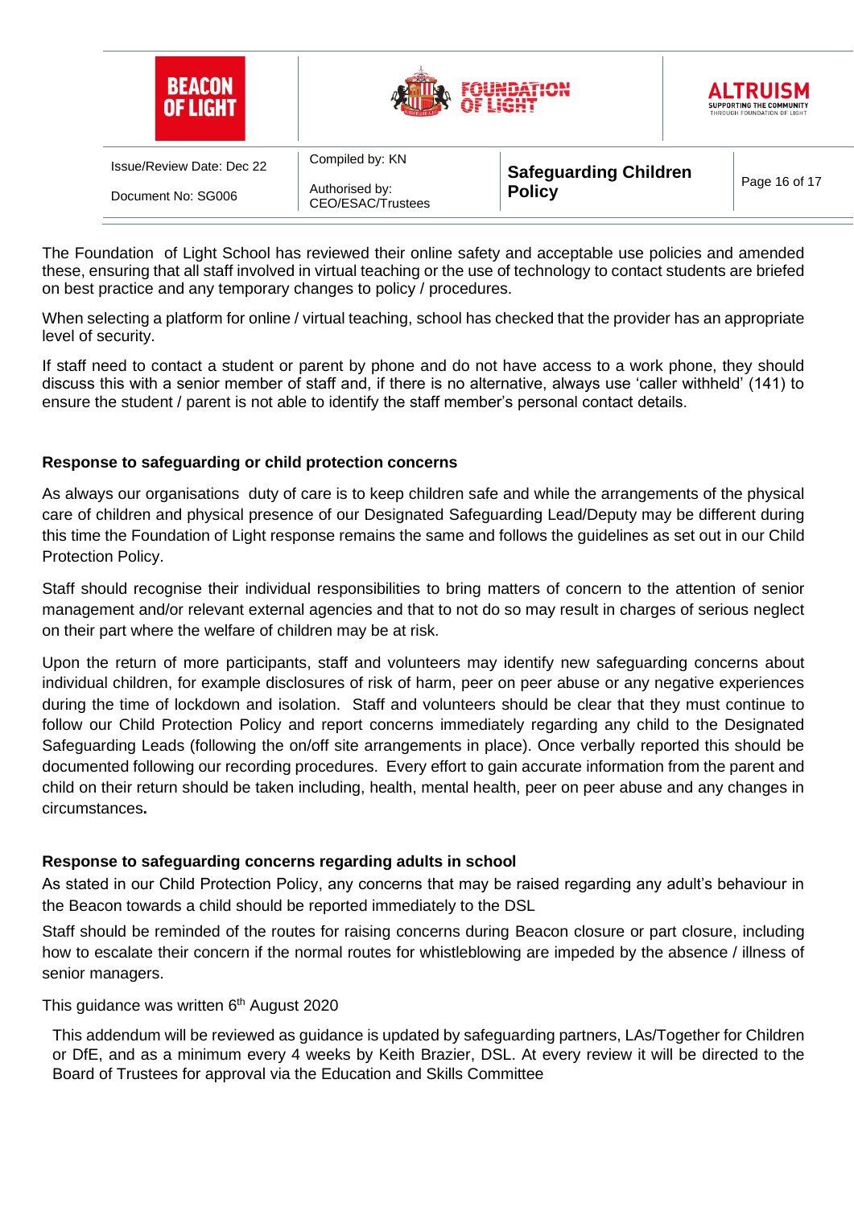The Foundation  of Light School has reviewed their online safety and acceptable use policies and amended these, ensuring that all staff involved in virtual teaching or the use of technology to contact students are briefed on best practice and any temporary changes to policy / procedures.

When selecting a platform for online / virtual teaching, school has checked that the provider has an appropriate level of security.

If staff need to contact a student or parent by phone and do not have access to a work phone, they should discuss this with a senior member of staff and, if there is no alternative, always use 'caller withheld' (141) to ensure the student / parent is not able to identify the staff member's personal contact details.

**Response to safeguarding or child protection concerns**

As always our organisations  duty of care is to keep children safe and while the arrangements of the physical care of children and physical presence of our Designated Safeguarding Lead/Deputy may be different during this time the Foundation of Light response remains the same and follows the guidelines as set out in our Child Protection Policy.

Staff should recognise their individual responsibilities to bring matters of concern to the attention of senior management and/or relevant external agencies and that to not do so may result in charges of serious neglect on their part where the welfare of children may be at risk.

Upon the return of more participants, staff and volunteers may identify new safeguarding concerns about individual children, for example disclosures of risk of harm, peer on peer abuse or any negative experiences during the time of lockdown and isolation.  Staff and volunteers should be clear that they must continue to follow our Child Protection Policy and report concerns immediately regarding any child to the Designated Safeguarding Leads (following the on/off site arrangements in place). Once verbally reported this should be documented following our recording procedures.  Every effort to gain accurate information from the parent and child on their return should be taken including, health, mental health, peer on peer abuse and any changes in circumstances**.**

**Response to safeguarding concerns regarding adults in school**

As stated in our Child Protection Policy, any concerns that may be raised regarding any adult's behaviour in the Beacon towards a child should be reported immediately to the DSL

Staff should be reminded of the routes for raising concerns during Beacon closure or part closure, including how to escalate their concern if the normal routes for whistleblowing are impeded by the absence / illness of senior managers.

This guidance was written 6th August 2020

This addendum will be reviewed as guidance is updated by safeguarding partners, LAs/Together for Children or DfE, and as a minimum every 4 weeks by Keith Brazier, DSL. At every review it will be directed to the Board of Trustees for approval via the Education and Skills Committee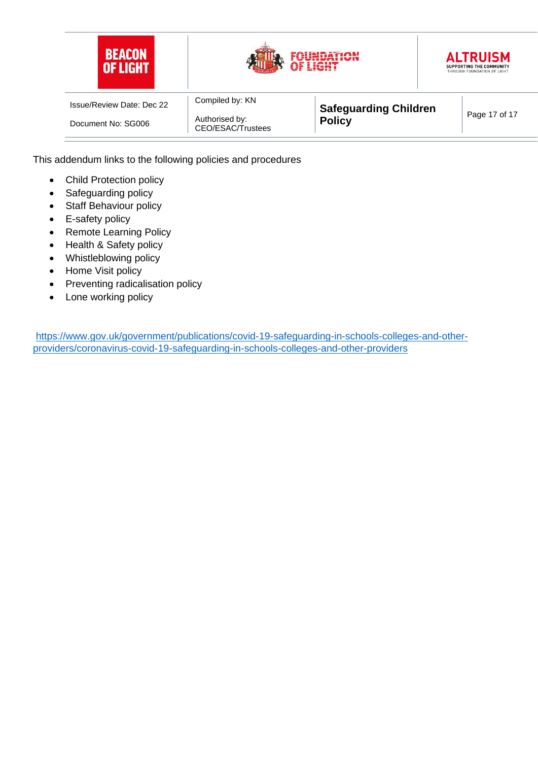This addendum links to the following policies and procedures

- Child Protection policy
- Safeguarding policy
- Staff Behaviour policy
- E-safety policy
- Remote Learning Policy
- Health & Safety policy
- Whistleblowing policy
- Home Visit policy
- Preventing radicalisation policy
- Lone working policy

https://www.gov.uk/government/publications/covid-19-safeguarding-in-schools-colleges-and-other-providers/coronavirus-covid-19-safeguarding-in-schools-colleges-and-other-providers